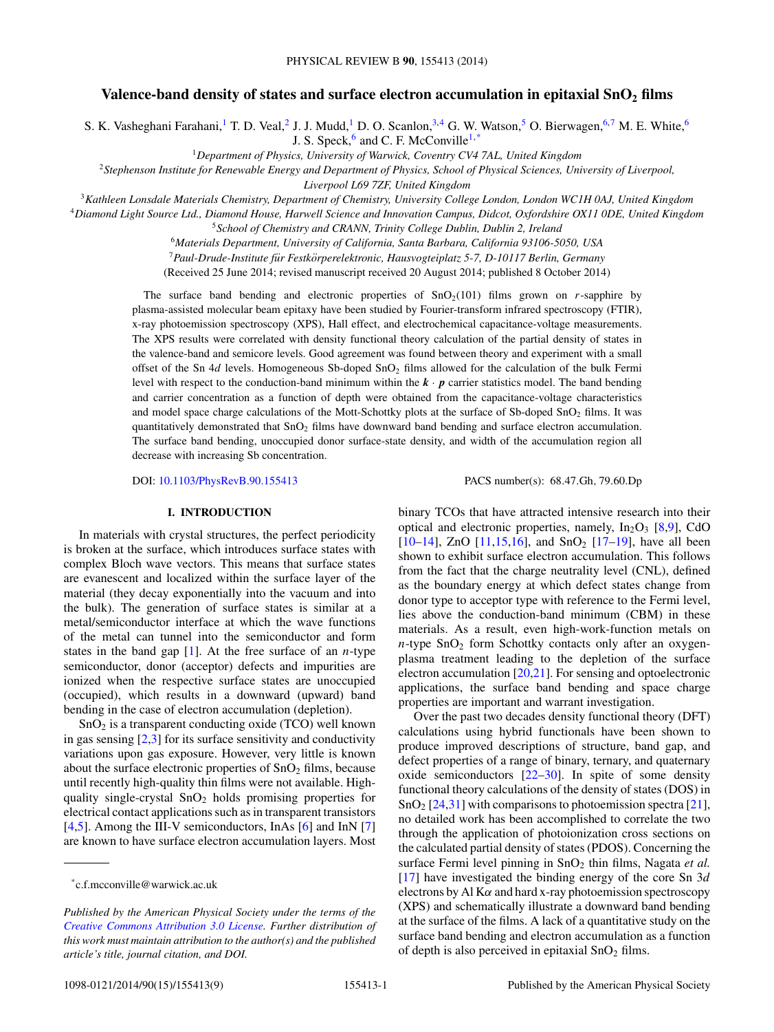# Valence-band density of states and surface electron accumulation in epitaxial $SnO_2$ films

S. K. Vasheghani Farahani,[1] T. D. Veal,[2] J. J. Mudd,[1] D. O. Scanlon,[3,4] G. W. Watson,[5] O. Bierwagen,[6,7] M. E. White,[6] J. S. Speck,[6] and C. F. McConville[1,*]

[1]Department of Physics, University of Warwick, Coventry CV4 7AL, United Kingdom

[2]Stephenson Institute for Renewable Energy and Department of Physics, School of Physical Sciences, University of Liverpool, Liverpool L69 7ZF, United Kingdom

[3]Kathleen Lonsdale Materials Chemistry, Department of Chemistry, University College London, London WC1H 0AJ, United Kingdom

[4]Diamond Light Source Ltd., Diamond House, Harwell Science and Innovation Campus, Didcot, Oxfordshire OX11 0DE, United Kingdom

[5]School of Chemistry and CRANN, Trinity College Dublin, Dublin 2, Ireland

[6]Materials Department, University of California, Santa Barbara, California 93106-5050, USA

[7]Paul-Drude-Institute für Festkörperelektronic, Hausvogteiplatz 5-7, D-10117 Berlin, Germany

(Received 25 June 2014; revised manuscript received 20 August 2014; published 8 October 2014)

The surface band bending and electronic properties of $SnO_2(101)$ films grown on *r*-sapphire by plasma-assisted molecular beam epitaxy have been studied by Fourier-transform infrared spectroscopy (FTIR), x-ray photoemission spectroscopy (XPS), Hall effect, and electrochemical capacitance-voltage measurements. The XPS results were correlated with density functional theory calculation of the partial density of states in the valence-band and semicore levels. Good agreement was found between theory and experiment with a small offset of the Sn 4*d* levels. Homogeneous Sb-doped $SnO_2$ films allowed for the calculation of the bulk Fermi level with respect to the conduction-band minimum within the $\boldsymbol{k}\cdot\boldsymbol{p}$ carrier statistics model. The band bending and carrier concentration as a function of depth were obtained from the capacitance-voltage characteristics and model space charge calculations of the Mott-Schottky plots at the surface of Sb-doped $SnO_2$ films. It was quantitatively demonstrated that $SnO_2$ films have downward band bending and surface electron accumulation. The surface band bending, unoccupied donor surface-state density, and width of the accumulation region all decrease with increasing Sb concentration.

DOI: 10.1103/PhysRevB.90.155413 PACS number(s): 68.47.Gh, 79.60.Dp

## I. INTRODUCTION

In materials with crystal structures, the perfect periodicity is broken at the surface, which introduces surface states with complex Bloch wave vectors. This means that surface states are evanescent and localized within the surface layer of the material (they decay exponentially into the vacuum and into the bulk). The generation of surface states is similar at a metal/semiconductor interface at which the wave functions of the metal can tunnel into the semiconductor and form states in the band gap [1]. At the free surface of an *n*-type semiconductor, donor (acceptor) defects and impurities are ionized when the respective surface states are unoccupied (occupied), which results in a downward (upward) band bending in the case of electron accumulation (depletion).

$SnO_2$ is a transparent conducting oxide (TCO) well known in gas sensing [2,3] for its surface sensitivity and conductivity variations upon gas exposure. However, very little is known about the surface electronic properties of $SnO_2$ films, because until recently high-quality thin films were not available. High-quality single-crystal $SnO_2$ holds promising properties for electrical contact applications such as in transparent transistors [4,5]. Among the III-V semiconductors, InAs [6] and InN [7] are known to have surface electron accumulation layers. Most binary TCOs that have attracted intensive research into their optical and electronic properties, namely, $In_2O_3$ [8,9], CdO [10–14], ZnO [11,15,16], and $SnO_2$ [17–19], have all been shown to exhibit surface electron accumulation. This follows from the fact that the charge neutrality level (CNL), defined as the boundary energy at which defect states change from donor type to acceptor type with reference to the Fermi level, lies above the conduction-band minimum (CBM) in these materials. As a result, even high-work-function metals on *n*-type $SnO_2$ form Schottky contacts only after an oxygen-plasma treatment leading to the depletion of the surface electron accumulation [20,21]. For sensing and optoelectronic applications, the surface band bending and space charge properties are important and warrant investigation.

Over the past two decades density functional theory (DFT) calculations using hybrid functionals have been shown to produce improved descriptions of structure, band gap, and defect properties of a range of binary, ternary, and quaternary oxide semiconductors [22–30]. In spite of some density functional theory calculations of the density of states (DOS) in $SnO_2$ [24,31] with comparisons to photoemission spectra [21], no detailed work has been accomplished to correlate the two through the application of photoionization cross sections on the calculated partial density of states (PDOS). Concerning the surface Fermi level pinning in $SnO_2$ thin films, Nagata *et al.* [17] have investigated the binding energy of the core Sn 3*d* electrons by Al K$\alpha$ and hard x-ray photoemission spectroscopy (XPS) and schematically illustrate a downward band bending at the surface of the films. A lack of a quantitative study on the surface band bending and electron accumulation as a function of depth is also perceived in epitaxial $SnO_2$ films.

*c.f.mcconville@warwick.ac.uk

*Published by the American Physical Society under the terms of the Creative Commons Attribution 3.0 License. Further distribution of this work must maintain attribution to the author(s) and the published article's title, journal citation, and DOI.*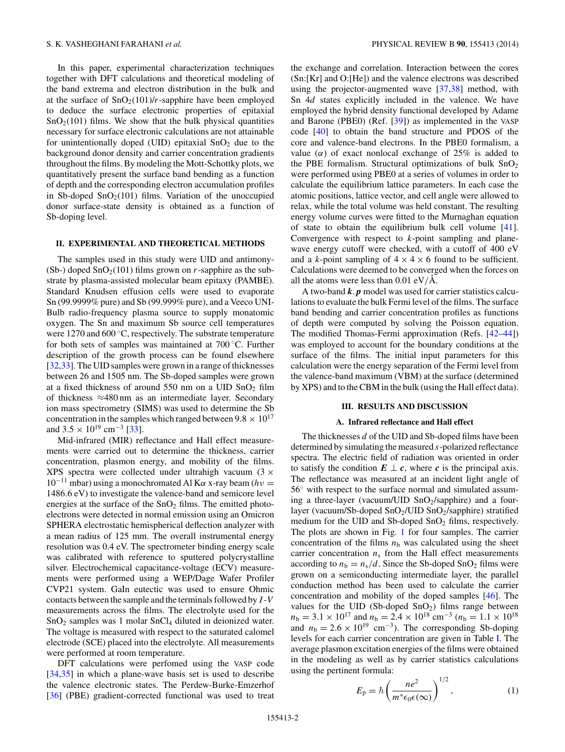In this paper, experimental characterization techniques together with DFT calculations and theoretical modeling of the band extrema and electron distribution in the bulk and at the surface of $SnO_2(101)/r$-sapphire have been employed to deduce the surface electronic properties of epitaxial $SnO_2(101)$ films. We show that the bulk physical quantities necessary for surface electronic calculations are not attainable for unintentionally doped (UID) epitaxial $SnO_2$ due to the background donor density and carrier concentration gradients throughout the films. By modeling the Mott-Schottky plots, we quantitatively present the surface band bending as a function of depth and the corresponding electron accumulation profiles in Sb-doped $SnO_2(101)$ films. Variation of the unoccupied donor surface-state density is obtained as a function of Sb-doping level.

## II. EXPERIMENTAL AND THEORETICAL METHODS

The samples used in this study were UID and antimony-(Sb-) doped $SnO_2(101)$ films grown on $r$-sapphire as the substrate by plasma-assisted molecular beam epitaxy (PAMBE). Standard Knudsen effusion cells were used to evaporate Sn (99.9999% pure) and Sb (99.999% pure), and a Veeco UNI-Bulb radio-frequency plasma source to supply monatomic oxygen. The Sn and maximum Sb source cell temperatures were 1270 and 600 °C, respectively. The substrate temperature for both sets of samples was maintained at 700 °C. Further description of the growth process can be found elsewhere [32,33]. The UID samples were grown in a range of thicknesses between 26 and 1505 nm. The Sb-doped samples were grown at a fixed thickness of around 550 nm on a UID $SnO_2$ film of thickness ≈480 nm as an intermediate layer. Secondary ion mass spectrometry (SIMS) was used to determine the Sb concentration in the samples which ranged between $9.8 \times 10^{17}$ and $3.5 \times 10^{19}$ cm$^{-3}$ [33].

Mid-infrared (MIR) reflectance and Hall effect measurements were carried out to determine the thickness, carrier concentration, plasmon energy, and mobility of the films. XPS spectra were collected under ultrahigh vacuum ($3 \times 10^{-11}$ mbar) using a monochromated Al $K\alpha$ x-ray beam ($h\nu = 1486.6$ eV) to investigate the valence-band and semicore level energies at the surface of the $SnO_2$ films. The emitted photoelectrons were detected in normal emission using an Omicron SPHERA electrostatic hemispherical deflection analyzer with a mean radius of 125 mm. The overall instrumental energy resolution was 0.4 eV. The spectrometer binding energy scale was calibrated with reference to sputtered polycrystalline silver. Electrochemical capacitance-voltage (ECV) measurements were performed using a WEP/Dage Wafer Profiler CVP21 system. GaIn eutectic was used to ensure Ohmic contacts between the sample and the terminals followed by $I$-$V$ measurements across the films. The electrolyte used for the $SnO_2$ samples was 1 molar $SnCl_4$ diluted in deionized water. The voltage is measured with respect to the saturated calomel electrode (SCE) placed into the electrolyte. All measurements were performed at room temperature.

DFT calculations were perfomed using the VASP code [34,35] in which a plane-wave basis set is used to describe the valence electronic states. The Perdew-Burke-Emzerhof [36] (PBE) gradient-corrected functional was used to treat the exchange and correlation. Interaction between the cores (Sn:[Kr] and O:[He]) and the valence electrons was described using the projector-augmented wave [37,38] method, with Sn $4d$ states explicitly included in the valence. We have employed the hybrid density functional developed by Adame and Barone (PBE0) (Ref. [39]) as implemented in the VASP code [40] to obtain the band structure and PDOS of the core and valence-band electrons. In the PBE0 formalism, a value ($\alpha$) of exact nonlocal exchange of 25% is added to the PBE formalism. Structural optimizations of bulk $SnO_2$ were performed using PBE0 at a series of volumes in order to calculate the equilibrium lattice parameters. In each case the atomic positions, lattice vector, and cell angle were allowed to relax, while the total volume was held constant. The resulting energy volume curves were fitted to the Murnaghan equation of state to obtain the equilibrium bulk cell volume [41]. Convergence with respect to $k$-point sampling and plane-wave energy cutoff were checked, with a cutoff of 400 eV and a $k$-point sampling of $4 \times 4 \times 6$ found to be sufficient. Calculations were deemed to be converged when the forces on all the atoms were less than 0.01 eV/Å.

A two-band $\boldsymbol{k}.\boldsymbol{p}$ model was used for carrier statistics calculations to evaluate the bulk Fermi level of the films. The surface band bending and carrier concentration profiles as functions of depth were computed by solving the Poisson equation. The modified Thomas-Fermi approximation (Refs. [42–44]) was employed to account for the boundary conditions at the surface of the films. The initial input parameters for this calculation were the energy separation of the Fermi level from the valence-band maximum (VBM) at the surface (determined by XPS) and to the CBM in the bulk (using the Hall effect data).

## III. RESULTS AND DISCUSSION

### A. Infrared reflectance and Hall effect

The thicknesses $d$ of the UID and Sb-doped films have been determined by simulating the measured $s$-polarized reflectance spectra. The electric field of radiation was oriented in order to satisfy the condition $\boldsymbol{E} \perp \boldsymbol{c}$, where $\boldsymbol{c}$ is the principal axis. The reflectance was measured at an incident light angle of 56° with respect to the surface normal and simulated assuming a three-layer (vacuum/UID $SnO_2$/sapphire) and a four-layer (vacuum/Sb-doped $SnO_2$/UID $SnO_2$/sapphire) stratified medium for the UID and Sb-doped $SnO_2$ films, respectively. The plots are shown in Fig. 1 for four samples. The carrier concentration of the films $n_b$ was calculated using the sheet carrier concentration $n_s$ from the Hall effect measurements according to $n_b = n_s/d$. Since the Sb-doped $SnO_2$ films were grown on a semiconducting intermediate layer, the parallel conduction method has been used to calculate the carrier concentration and mobility of the doped samples [46]. The values for the UID (Sb-doped $SnO_2$) films range between $n_b = 3.1 \times 10^{17}$ and $n_b = 2.4 \times 10^{18}$ cm$^{-3}$ ($n_b = 1.1 \times 10^{18}$ and $n_b = 2.6 \times 10^{19}$ cm$^{-3}$). The corresponding Sb-doping levels for each carrier concentration are given in Table I. The average plasmon excitation energies of the films were obtained in the modeling as well as by carrier statistics calculations using the pertinent formula:

$$E_p = \hbar \left( \frac{ne^2}{m^* \epsilon_0 \epsilon(\infty)} \right)^{1/2}, \tag{1}$$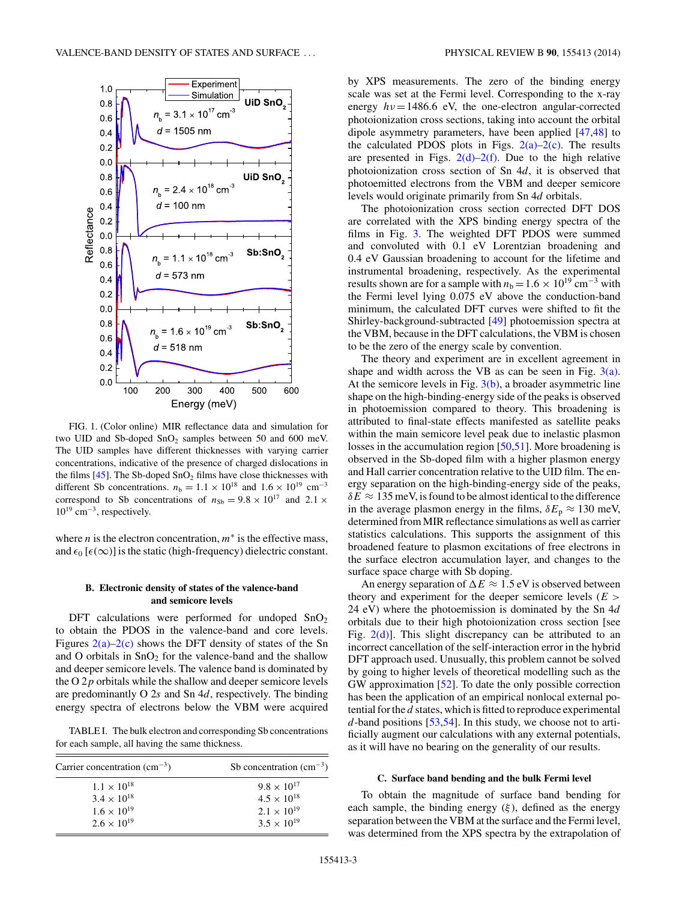FIG. 1. (Color online) MIR reflectance data and simulation for two UID and Sb-doped $SnO_2$ samples between 50 and 600 meV. The UID samples have different thicknesses with varying carrier concentrations, indicative of the presence of charged dislocations in the films [45]. The Sb-doped $SnO_2$ films have close thicknesses with different Sb concentrations. $n_b = 1.1 \times 10^{18}$ and $1.6 \times 10^{19}$ $cm^{-3}$ correspond to Sb concentrations of $n_{Sb} = 9.8 \times 10^{17}$ and $2.1 \times 10^{19}$ $cm^{-3}$, respectively.

where $n$ is the electron concentration, $m^*$ is the effective mass, and $\epsilon_0$ [$\epsilon(\infty)$] is the static (high-frequency) dielectric constant.

### B. Electronic density of states of the valence-band and semicore levels

DFT calculations were performed for undoped $SnO_2$ to obtain the PDOS in the valence-band and core levels. Figures 2(a)–2(c) shows the DFT density of states of the Sn and O orbitals in $SnO_2$ for the valence-band and the shallow and deeper semicore levels. The valence band is dominated by the O $2p$ orbitals while the shallow and deeper semicore levels are predominantly O $2s$ and Sn $4d$, respectively. The binding energy spectra of electrons below the VBM were acquired

TABLE I. The bulk electron and corresponding Sb concentrations for each sample, all having the same thickness.

| Carrier concentration ($cm^{-3}$) | Sb concentration ($cm^{-3}$) |
|---|---|
| $1.1 \times 10^{18}$ | $9.8 \times 10^{17}$ |
| $3.4 \times 10^{18}$ | $4.5 \times 10^{18}$ |
| $1.6 \times 10^{19}$ | $2.1 \times 10^{19}$ |
| $2.6 \times 10^{19}$ | $3.5 \times 10^{19}$ |

by XPS measurements. The zero of the binding energy scale was set at the Fermi level. Corresponding to the x-ray energy $h\nu = 1486.6$ eV, the one-electron angular-corrected photoionization cross sections, taking into account the orbital dipole asymmetry parameters, have been applied [47,48] to the calculated PDOS plots in Figs. 2(a)–2(c). The results are presented in Figs. 2(d)–2(f). Due to the high relative photoionization cross section of Sn $4d$, it is observed that photoemitted electrons from the VBM and deeper semicore levels would originate primarily from Sn $4d$ orbitals.

The photoionization cross section corrected DFT DOS are correlated with the XPS binding energy spectra of the films in Fig. 3. The weighted DFT PDOS were summed and convoluted with 0.1 eV Lorentzian broadening and 0.4 eV Gaussian broadening to account for the lifetime and instrumental broadening, respectively. As the experimental results shown are for a sample with $n_b = 1.6 \times 10^{19}$ $cm^{-3}$ with the Fermi level lying 0.075 eV above the conduction-band minimum, the calculated DFT curves were shifted to fit the Shirley-background-subtracted [49] photoemission spectra at the VBM, because in the DFT calculations, the VBM is chosen to be the zero of the energy scale by convention.

The theory and experiment are in excellent agreement in shape and width across the VB as can be seen in Fig. 3(a). At the semicore levels in Fig. 3(b), a broader asymmetric line shape on the high-binding-energy side of the peaks is observed in photoemission compared to theory. This broadening is attributed to final-state effects manifested as satellite peaks within the main semicore level peak due to inelastic plasmon losses in the accumulation region [50,51]. More broadening is observed in the Sb-doped film with a higher plasmon energy and Hall carrier concentration relative to the UID film. The energy separation on the high-binding-energy side of the peaks, $\delta E \approx 135$ meV, is found to be almost identical to the difference in the average plasmon energy in the films, $\delta E_p \approx 130$ meV, determined from MIR reflectance simulations as well as carrier statistics calculations. This supports the assignment of this broadened feature to plasmon excitations of free electrons in the surface electron accumulation layer, and changes to the surface space charge with Sb doping.

An energy separation of $\Delta E \approx 1.5$ eV is observed between theory and experiment for the deeper semicore levels ($E >$ 24 eV) where the photoemission is dominated by the Sn $4d$ orbitals due to their high photoionization cross section [see Fig. 2(d)]. This slight discrepancy can be attributed to an incorrect cancellation of the self-interaction error in the hybrid DFT approach used. Unusually, this problem cannot be solved by going to higher levels of theoretical modelling such as the GW approximation [52]. To date the only possible correction has been the application of an empirical nonlocal external potential for the $d$ states, which is fitted to reproduce experimental $d$-band positions [53,54]. In this study, we choose not to artificially augment our calculations with any external potentials, as it will have no bearing on the generality of our results.

### C. Surface band bending and the bulk Fermi level

To obtain the magnitude of surface band bending for each sample, the binding energy ($\xi$), defined as the energy separation between the VBM at the surface and the Fermi level, was determined from the XPS spectra by the extrapolation of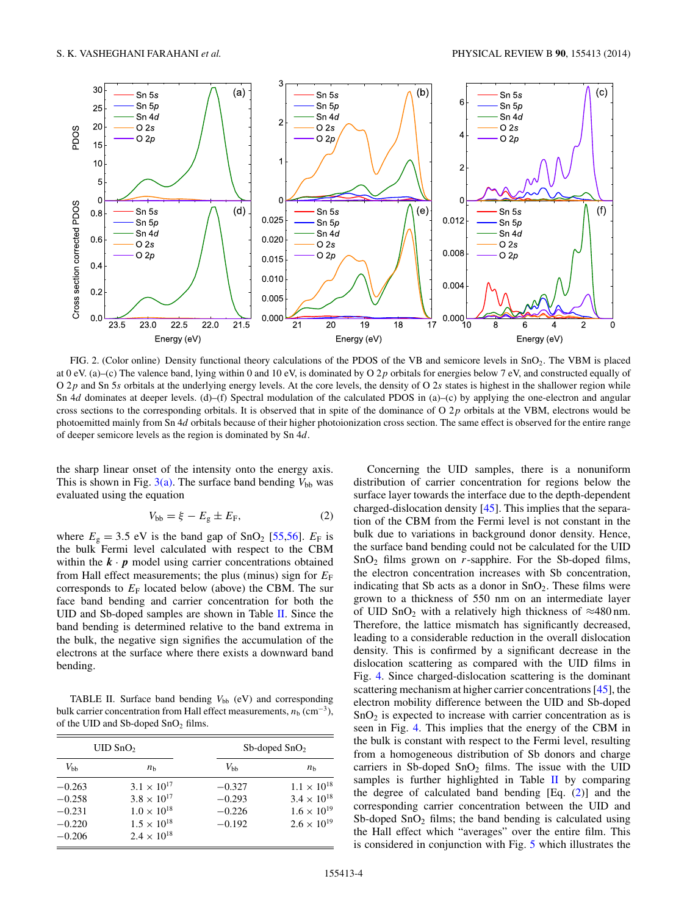FIG. 2. (Color online) Density functional theory calculations of the PDOS of the VB and semicore levels in $SnO_2$. The VBM is placed at 0 eV. (a)–(c) The valence band, lying within 0 and 10 eV, is dominated by O 2$p$ orbitals for energies below 7 eV, and constructed equally of O 2$p$ and Sn 5$s$ orbitals at the underlying energy levels. At the core levels, the density of O 2$s$ states is highest in the shallower region while Sn 4$d$ dominates at deeper levels. (d)–(f) Spectral modulation of the calculated PDOS in (a)–(c) by applying the one-electron and angular cross sections to the corresponding orbitals. It is observed that in spite of the dominance of O 2$p$ orbitals at the VBM, electrons would be photoemitted mainly from Sn 4$d$ orbitals because of their higher photoionization cross section. The same effect is observed for the entire range of deeper semicore levels as the region is dominated by Sn 4$d$.

the sharp linear onset of the intensity onto the energy axis. This is shown in Fig. 3(a). The surface band bending $V_{bb}$ was evaluated using the equation

$$V_{bb} = \xi - E_g \pm E_F, \tag{2}$$

where $E_g = 3.5$ eV is the band gap of $SnO_2$ [55,56]. $E_F$ is the bulk Fermi level calculated with respect to the CBM within the $\boldsymbol{k} \cdot \boldsymbol{p}$ model using carrier concentrations obtained from Hall effect measurements; the plus (minus) sign for $E_F$ corresponds to $E_F$ located below (above) the CBM. The surface band bending and carrier concentration for both the UID and Sb-doped samples are shown in Table II. Since the band bending is determined relative to the band extrema in the bulk, the negative sign signifies the accumulation of the electrons at the surface where there exists a downward band bending.

TABLE II. Surface band bending $V_{bb}$ (eV) and corresponding bulk carrier concentration from Hall effect measurements, $n_b$ ($cm^{-3}$), of the UID and Sb-doped $SnO_2$ films.

| UID $SnO_2$ | | Sb-doped $SnO_2$ | |
|---|---|---|---|
| $V_{bb}$ | $n_b$ | $V_{bb}$ | $n_b$ |
| −0.263 | $3.1 \times 10^{17}$ | −0.327 | $1.1 \times 10^{18}$ |
| −0.258 | $3.8 \times 10^{17}$ | −0.293 | $3.4 \times 10^{18}$ |
| −0.231 | $1.0 \times 10^{18}$ | −0.226 | $1.6 \times 10^{19}$ |
| −0.220 | $1.5 \times 10^{18}$ | −0.192 | $2.6 \times 10^{19}$ |
| −0.206 | $2.4 \times 10^{18}$ | | |

Concerning the UID samples, there is a nonuniform distribution of carrier concentration for regions below the surface layer towards the interface due to the depth-dependent charged-dislocation density [45]. This implies that the separation of the CBM from the Fermi level is not constant in the bulk due to variations in background donor density. Hence, the surface band bending could not be calculated for the UID $SnO_2$ films grown on $r$-sapphire. For the Sb-doped films, the electron concentration increases with Sb concentration, indicating that Sb acts as a donor in $SnO_2$. These films were grown to a thickness of 550 nm on an intermediate layer of UID $SnO_2$ with a relatively high thickness of ≈480 nm. Therefore, the lattice mismatch has significantly decreased, leading to a considerable reduction in the overall dislocation density. This is confirmed by a significant decrease in the dislocation scattering as compared with the UID films in Fig. 4. Since charged-dislocation scattering is the dominant scattering mechanism at higher carrier concentrations [45], the electron mobility difference between the UID and Sb-doped $SnO_2$ is expected to increase with carrier concentration as is seen in Fig. 4. This implies that the energy of the CBM in the bulk is constant with respect to the Fermi level, resulting from a homogeneous distribution of Sb donors and charge carriers in Sb-doped $SnO_2$ films. The issue with the UID samples is further highlighted in Table II by comparing the degree of calculated band bending [Eq. (2)] and the corresponding carrier concentration between the UID and Sb-doped $SnO_2$ films; the band bending is calculated using the Hall effect which "averages" over the entire film. This is considered in conjunction with Fig. 5 which illustrates the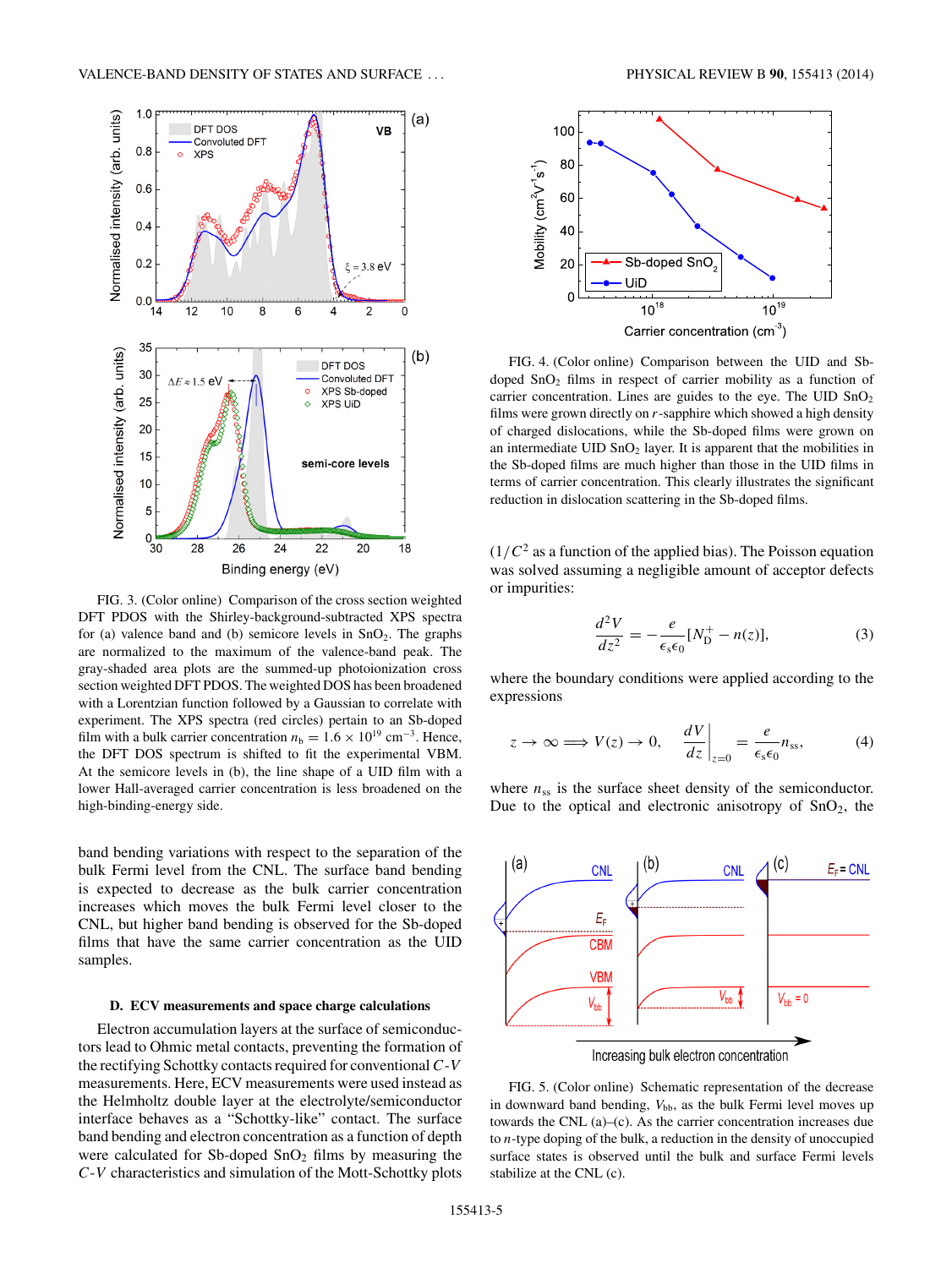FIG. 3. (Color online) Comparison of the cross section weighted DFT PDOS with the Shirley-background-subtracted XPS spectra for (a) valence band and (b) semicore levels in $SnO_2$. The graphs are normalized to the maximum of the valence-band peak. The gray-shaded area plots are the summed-up photoionization cross section weighted DFT PDOS. The weighted DOS has been broadened with a Lorentzian function followed by a Gaussian to correlate with experiment. The XPS spectra (red circles) pertain to an Sb-doped film with a bulk carrier concentration $n_b = 1.6 \times 10^{19}$ $cm^{-3}$. Hence, the DFT DOS spectrum is shifted to fit the experimental VBM. At the semicore levels in (b), the line shape of a UID film with a lower Hall-averaged carrier concentration is less broadened on the high-binding-energy side.

band bending variations with respect to the separation of the bulk Fermi level from the CNL. The surface band bending is expected to decrease as the bulk carrier concentration increases which moves the bulk Fermi level closer to the CNL, but higher band bending is observed for the Sb-doped films that have the same carrier concentration as the UID samples.

### D. ECV measurements and space charge calculations

Electron accumulation layers at the surface of semiconductors lead to Ohmic metal contacts, preventing the formation of the rectifying Schottky contacts required for conventional $C$-$V$ measurements. Here, ECV measurements were used instead as the Helmholtz double layer at the electrolyte/semiconductor interface behaves as a "Schottky-like" contact. The surface band bending and electron concentration as a function of depth were calculated for Sb-doped $SnO_2$ films by measuring the $C$-$V$ characteristics and simulation of the Mott-Schottky plots ($1/C^2$ as a function of the applied bias). The Poisson equation was solved assuming a negligible amount of acceptor defects or impurities:

$$\frac{d^2V}{dz^2} = -\frac{e}{\epsilon_s\epsilon_0}[N_D^+ - n(z)], \tag{3}$$

where the boundary conditions were applied according to the expressions

$$z \to \infty \Longrightarrow V(z) \to 0, \quad \left.\frac{dV}{dz}\right|_{z=0} = \frac{e}{\epsilon_s\epsilon_0}n_{ss}, \tag{4}$$

where $n_{ss}$ is the surface sheet density of the semiconductor. Due to the optical and electronic anisotropy of $SnO_2$, the

FIG. 4. (Color online) Comparison between the UID and Sb-doped $SnO_2$ films in respect of carrier mobility as a function of carrier concentration. Lines are guides to the eye. The UID $SnO_2$ films were grown directly on $r$-sapphire which showed a high density of charged dislocations, while the Sb-doped films were grown on an intermediate UID $SnO_2$ layer. It is apparent that the mobilities in the Sb-doped films are much higher than those in the UID films in terms of carrier concentration. This clearly illustrates the significant reduction in dislocation scattering in the Sb-doped films.

FIG. 5. (Color online) Schematic representation of the decrease in downward band bending, $V_{bb}$, as the bulk Fermi level moves up towards the CNL (a)–(c). As the carrier concentration increases due to $n$-type doping of the bulk, a reduction in the density of unoccupied surface states is observed until the bulk and surface Fermi levels stabilize at the CNL (c).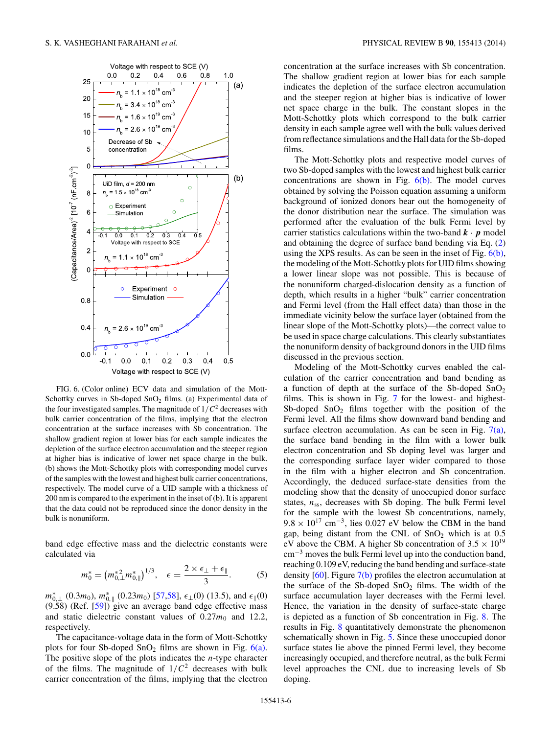FIG. 6. (Color online) ECV data and simulation of the Mott-Schottky curves in Sb-doped $SnO_2$ films. (a) Experimental data of the four investigated samples. The magnitude of $1/C^2$ decreases with bulk carrier concentration of the films, implying that the electron concentration at the surface increases with Sb concentration. The shallow gradient region at lower bias for each sample indicates the depletion of the surface electron accumulation and the steeper region at higher bias is indicative of lower net space charge in the bulk. (b) shows the Mott-Schottky plots with corresponding model curves of the samples with the lowest and highest bulk carrier concentrations, respectively. The model curve of a UID sample with a thickness of 200 nm is compared to the experiment in the inset of (b). It is apparent that the data could not be reproduced since the donor density in the bulk is nonuniform.

band edge effective mass and the dielectric constants were calculated via

$$m_0^* = \left(m_{0,\perp}^{*2} m_{0,\parallel}^*\right)^{1/3}, \quad \epsilon = \frac{2 \times \epsilon_\perp + \epsilon_\parallel}{3}. \tag{5}$$

$m_{0,\perp}^*$ ($0.3m_0$), $m_{0,\parallel}^*$ ($0.23m_0$) [57,58], $\epsilon_\perp(0)$ (13.5), and $\epsilon_\parallel(0)$ (9.58) (Ref. [59]) give an average band edge effective mass and static dielectric constant values of $0.27m_0$ and 12.2, respectively.

The capacitance-voltage data in the form of Mott-Schottky plots for four Sb-doped $SnO_2$ films are shown in Fig. 6(a). The positive slope of the plots indicates the $n$-type character of the films. The magnitude of $1/C^2$ decreases with bulk carrier concentration of the films, implying that the electron concentration at the surface increases with Sb concentration. The shallow gradient region at lower bias for each sample indicates the depletion of the surface electron accumulation and the steeper region at higher bias is indicative of lower net space charge in the bulk. The constant slopes in the Mott-Schottky plots which correspond to the bulk carrier density in each sample agree well with the bulk values derived from reflectance simulations and the Hall data for the Sb-doped films.

The Mott-Schottky plots and respective model curves of two Sb-doped samples with the lowest and highest bulk carrier concentrations are shown in Fig. 6(b). The model curves obtained by solving the Poisson equation assuming a uniform background of ionized donors bear out the homogeneity of the donor distribution near the surface. The simulation was performed after the evaluation of the bulk Fermi level by carrier statistics calculations within the two-band $\boldsymbol{k} \cdot \boldsymbol{p}$ model and obtaining the degree of surface band bending via Eq. (2) using the XPS results. As can be seen in the inset of Fig. 6(b), the modeling of the Mott-Schottky plots for UID films showing a lower linear slope was not possible. This is because of the nonuniform charged-dislocation density as a function of depth, which results in a higher "bulk" carrier concentration and Fermi level (from the Hall effect data) than those in the immediate vicinity below the surface layer (obtained from the linear slope of the Mott-Schottky plots)—the correct value to be used in space charge calculations. This clearly substantiates the nonuniform density of background donors in the UID films discussed in the previous section.

Modeling of the Mott-Schottky curves enabled the calculation of the carrier concentration and band bending as a function of depth at the surface of the Sb-doped $SnO_2$ films. This is shown in Fig. 7 for the lowest- and highest-Sb-doped $SnO_2$ films together with the position of the Fermi level. All the films show downward band bending and surface electron accumulation. As can be seen in Fig. 7(a), the surface band bending in the film with a lower bulk electron concentration and Sb doping level was larger and the corresponding surface layer wider compared to those in the film with a higher electron and Sb concentration. Accordingly, the deduced surface-state densities from the modeling show that the density of unoccupied donor surface states, $n_{ss}$, decreases with Sb doping. The bulk Fermi level for the sample with the lowest Sb concentrations, namely, $9.8 \times 10^{17}$ cm$^{-3}$, lies 0.027 eV below the CBM in the band gap, being distant from the CNL of $SnO_2$ which is at 0.5 eV above the CBM. A higher Sb concentration of $3.5 \times 10^{19}$ cm$^{-3}$ moves the bulk Fermi level up into the conduction band, reaching 0.109 eV, reducing the band bending and surface-state density [60]. Figure 7(b) profiles the electron accumulation at the surface of the Sb-doped $SnO_2$ films. The width of the surface accumulation layer decreases with the Fermi level. Hence, the variation in the density of surface-state charge is depicted as a function of Sb concentration in Fig. 8. The results in Fig. 8 quantitatively demonstrate the phenomenon schematically shown in Fig. 5. Since these unoccupied donor surface states lie above the pinned Fermi level, they become increasingly occupied, and therefore neutral, as the bulk Fermi level approaches the CNL due to increasing levels of Sb doping.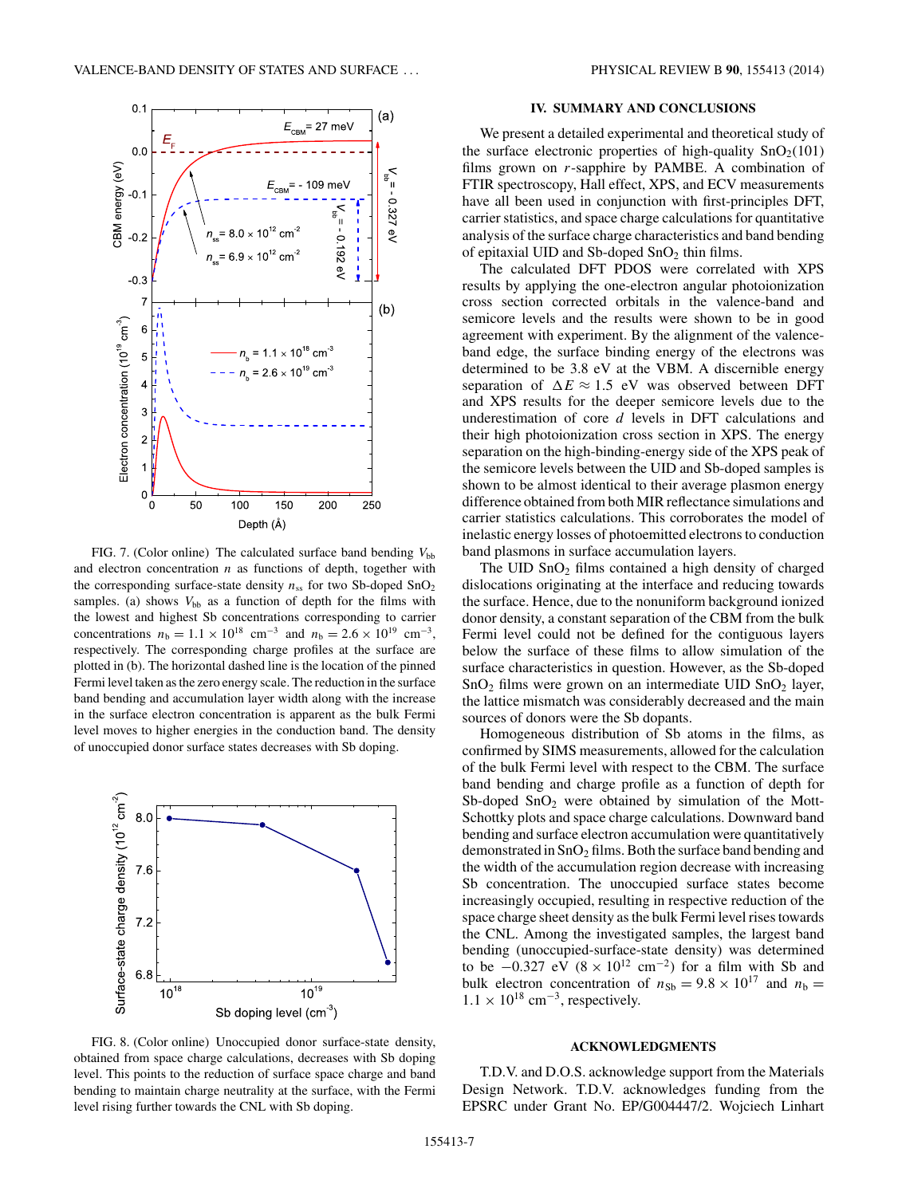FIG. 7. (Color online) The calculated surface band bending $V_{bb}$ and electron concentration $n$ as functions of depth, together with the corresponding surface-state density $n_{ss}$ for two Sb-doped $SnO_2$ samples. (a) shows $V_{bb}$ as a function of depth for the films with the lowest and highest Sb concentrations corresponding to carrier concentrations $n_b = 1.1 \times 10^{18}$ cm$^{-3}$ and $n_b = 2.6 \times 10^{19}$ cm$^{-3}$, respectively. The corresponding charge profiles at the surface are plotted in (b). The horizontal dashed line is the location of the pinned Fermi level taken as the zero energy scale. The reduction in the surface band bending and accumulation layer width along with the increase in the surface electron concentration is apparent as the bulk Fermi level moves to higher energies in the conduction band. The density of unoccupied donor surface states decreases with Sb doping.

FIG. 8. (Color online) Unoccupied donor surface-state density, obtained from space charge calculations, decreases with Sb doping level. This points to the reduction of surface space charge and band bending to maintain charge neutrality at the surface, with the Fermi level rising further towards the CNL with Sb doping.

## IV. SUMMARY AND CONCLUSIONS

We present a detailed experimental and theoretical study of the surface electronic properties of high-quality $SnO_2(101)$ films grown on *r*-sapphire by PAMBE. A combination of FTIR spectroscopy, Hall effect, XPS, and ECV measurements have all been used in conjunction with first-principles DFT, carrier statistics, and space charge calculations for quantitative analysis of the surface charge characteristics and band bending of epitaxial UID and Sb-doped $SnO_2$ thin films.

The calculated DFT PDOS were correlated with XPS results by applying the one-electron angular photoionization cross section corrected orbitals in the valence-band and semicore levels and the results were shown to be in good agreement with experiment. By the alignment of the valence-band edge, the surface binding energy of the electrons was determined to be 3.8 eV at the VBM. A discernible energy separation of $\Delta E \approx 1.5$ eV was observed between DFT and XPS results for the deeper semicore levels due to the underestimation of core *d* levels in DFT calculations and their high photoionization cross section in XPS. The energy separation on the high-binding-energy side of the XPS peak of the semicore levels between the UID and Sb-doped samples is shown to be almost identical to their average plasmon energy difference obtained from both MIR reflectance simulations and carrier statistics calculations. This corroborates the model of inelastic energy losses of photoemitted electrons to conduction band plasmons in surface accumulation layers.

The UID $SnO_2$ films contained a high density of charged dislocations originating at the interface and reducing towards the surface. Hence, due to the nonuniform background ionized donor density, a constant separation of the CBM from the bulk Fermi level could not be defined for the contiguous layers below the surface of these films to allow simulation of the surface characteristics in question. However, as the Sb-doped $SnO_2$ films were grown on an intermediate UID $SnO_2$ layer, the lattice mismatch was considerably decreased and the main sources of donors were the Sb dopants.

Homogeneous distribution of Sb atoms in the films, as confirmed by SIMS measurements, allowed for the calculation of the bulk Fermi level with respect to the CBM. The surface band bending and charge profile as a function of depth for Sb-doped $SnO_2$ were obtained by simulation of the Mott-Schottky plots and space charge calculations. Downward band bending and surface electron accumulation were quantitatively demonstrated in $SnO_2$ films. Both the surface band bending and the width of the accumulation region decrease with increasing Sb concentration. The unoccupied surface states become increasingly occupied, resulting in respective reduction of the space charge sheet density as the bulk Fermi level rises towards the CNL. Among the investigated samples, the largest band bending (unoccupied-surface-state density) was determined to be $-0.327$ eV ($8 \times 10^{12}$ cm$^{-2}$) for a film with Sb and bulk electron concentration of $n_{Sb} = 9.8 \times 10^{17}$ and $n_b = 1.1 \times 10^{18}$ cm$^{-3}$, respectively.

## ACKNOWLEDGMENTS

T.D.V. and D.O.S. acknowledge support from the Materials Design Network. T.D.V. acknowledges funding from the EPSRC under Grant No. EP/G004447/2. Wojciech Linhart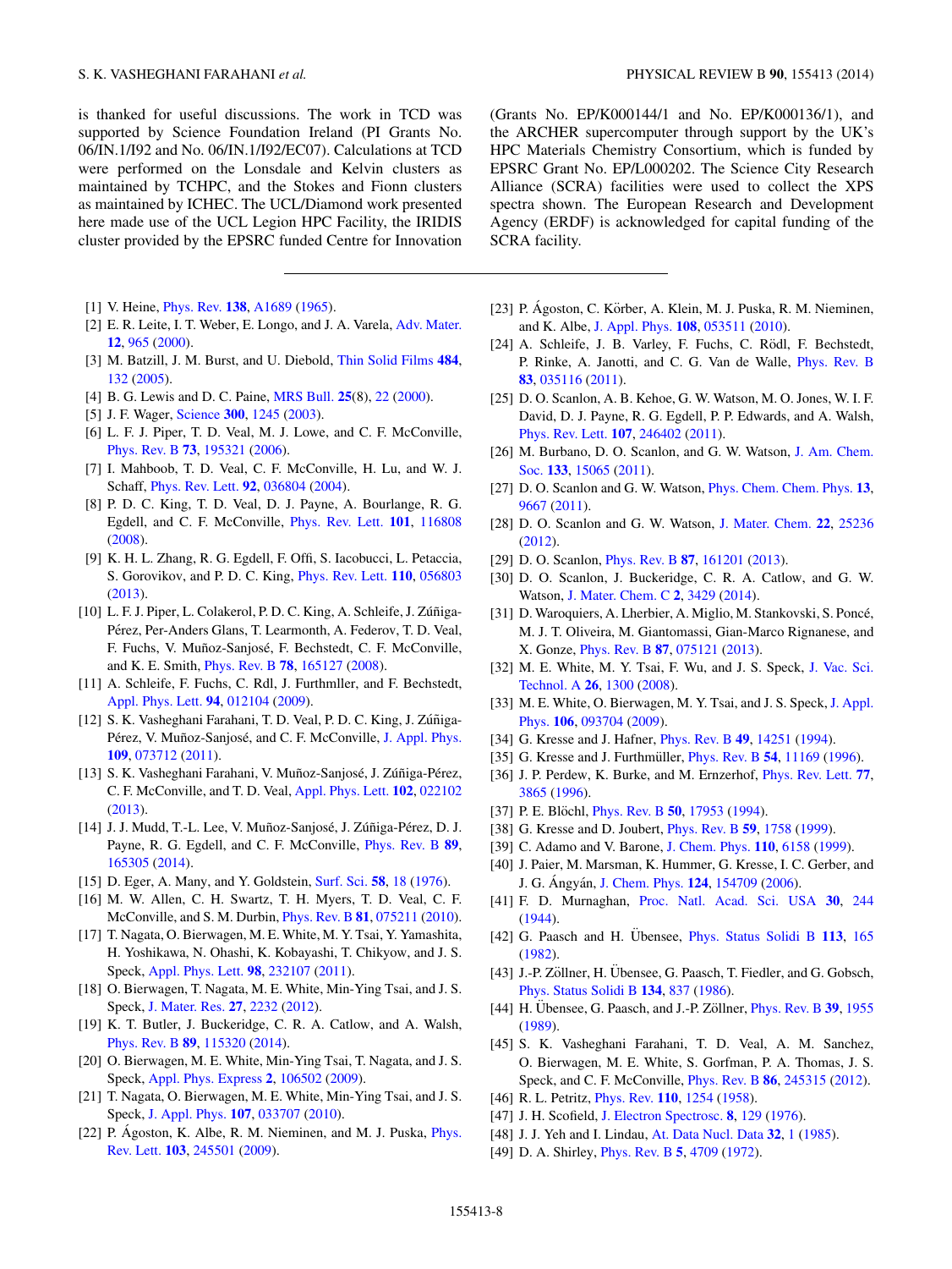is thanked for useful discussions. The work in TCD was supported by Science Foundation Ireland (PI Grants No. 06/IN.1/I92 and No. 06/IN.1/I92/EC07). Calculations at TCD were performed on the Lonsdale and Kelvin clusters as maintained by TCHPC, and the Stokes and Fionn clusters as maintained by ICHEC. The UCL/Diamond work presented here made use of the UCL Legion HPC Facility, the IRIDIS cluster provided by the EPSRC funded Centre for Innovation (Grants No. EP/K000144/1 and No. EP/K000136/1), and the ARCHER supercomputer through support by the UK's HPC Materials Chemistry Consortium, which is funded by EPSRC Grant No. EP/L000202. The Science City Research Alliance (SCRA) facilities were used to collect the XPS spectra shown. The European Research and Development Agency (ERDF) is acknowledged for capital funding of the SCRA facility.

---

[1] V. Heine, Phys. Rev. **138**, A1689 (1965).
[2] E. R. Leite, I. T. Weber, E. Longo, and J. A. Varela, Adv. Mater. **12**, 965 (2000).
[3] M. Batzill, J. M. Burst, and U. Diebold, Thin Solid Films **484**, 132 (2005).
[4] B. G. Lewis and D. C. Paine, MRS Bull. **25**(8), 22 (2000).
[5] J. F. Wager, Science **300**, 1245 (2003).
[6] L. F. J. Piper, T. D. Veal, M. J. Lowe, and C. F. McConville, Phys. Rev. B **73**, 195321 (2006).
[7] I. Mahboob, T. D. Veal, C. F. McConville, H. Lu, and W. J. Schaff, Phys. Rev. Lett. **92**, 036804 (2004).
[8] P. D. C. King, T. D. Veal, D. J. Payne, A. Bourlange, R. G. Egdell, and C. F. McConville, Phys. Rev. Lett. **101**, 116808 (2008).
[9] K. H. L. Zhang, R. G. Egdell, F. Offi, S. Iacobucci, L. Petaccia, S. Gorovikov, and P. D. C. King, Phys. Rev. Lett. **110**, 056803 (2013).
[10] L. F. J. Piper, L. Colakerol, P. D. C. King, A. Schleife, J. Zúñiga-Pérez, Per-Anders Glans, T. Learmonth, A. Federov, T. D. Veal, F. Fuchs, V. Muñoz-Sanjosé, F. Bechstedt, C. F. McConville, and K. E. Smith, Phys. Rev. B **78**, 165127 (2008).
[11] A. Schleife, F. Fuchs, C. Rdl, J. Furthmller, and F. Bechstedt, Appl. Phys. Lett. **94**, 012104 (2009).
[12] S. K. Vasheghani Farahani, T. D. Veal, P. D. C. King, J. Zúñiga-Pérez, V. Muñoz-Sanjosé, and C. F. McConville, J. Appl. Phys. **109**, 073712 (2011).
[13] S. K. Vasheghani Farahani, V. Muñoz-Sanjosé, J. Zúñiga-Pérez, C. F. McConville, and T. D. Veal, Appl. Phys. Lett. **102**, 022102 (2013).
[14] J. J. Mudd, T.-L. Lee, V. Muñoz-Sanjosé, J. Zúñiga-Pérez, D. J. Payne, R. G. Egdell, and C. F. McConville, Phys. Rev. B **89**, 165305 (2014).
[15] D. Eger, A. Many, and Y. Goldstein, Surf. Sci. **58**, 18 (1976).
[16] M. W. Allen, C. H. Swartz, T. H. Myers, T. D. Veal, C. F. McConville, and S. M. Durbin, Phys. Rev. B **81**, 075211 (2010).
[17] T. Nagata, O. Bierwagen, M. E. White, M. Y. Tsai, Y. Yamashita, H. Yoshikawa, N. Ohashi, K. Kobayashi, T. Chikyow, and J. S. Speck, Appl. Phys. Lett. **98**, 232107 (2011).
[18] O. Bierwagen, T. Nagata, M. E. White, Min-Ying Tsai, and J. S. Speck, J. Mater. Res. **27**, 2232 (2012).
[19] K. T. Butler, J. Buckeridge, C. R. A. Catlow, and A. Walsh, Phys. Rev. B **89**, 115320 (2014).
[20] O. Bierwagen, M. E. White, Min-Ying Tsai, T. Nagata, and J. S. Speck, Appl. Phys. Express **2**, 106502 (2009).
[21] T. Nagata, O. Bierwagen, M. E. White, Min-Ying Tsai, and J. S. Speck, J. Appl. Phys. **107**, 033707 (2010).
[22] P. Ágoston, K. Albe, R. M. Nieminen, and M. J. Puska, Phys. Rev. Lett. **103**, 245501 (2009).
[23] P. Ágoston, C. Körber, A. Klein, M. J. Puska, R. M. Nieminen, and K. Albe, J. Appl. Phys. **108**, 053511 (2010).
[24] A. Schleife, J. B. Varley, F. Fuchs, C. Rödl, F. Bechstedt, P. Rinke, A. Janotti, and C. G. Van de Walle, Phys. Rev. B **83**, 035116 (2011).
[25] D. O. Scanlon, A. B. Kehoe, G. W. Watson, M. O. Jones, W. I. F. David, D. J. Payne, R. G. Egdell, P. P. Edwards, and A. Walsh, Phys. Rev. Lett. **107**, 246402 (2011).
[26] M. Burbano, D. O. Scanlon, and G. W. Watson, J. Am. Chem. Soc. **133**, 15065 (2011).
[27] D. O. Scanlon and G. W. Watson, Phys. Chem. Chem. Phys. **13**, 9667 (2011).
[28] D. O. Scanlon and G. W. Watson, J. Mater. Chem. **22**, 25236 (2012).
[29] D. O. Scanlon, Phys. Rev. B **87**, 161201 (2013).
[30] D. O. Scanlon, J. Buckeridge, C. R. A. Catlow, and G. W. Watson, J. Mater. Chem. C **2**, 3429 (2014).
[31] D. Waroquiers, A. Lherbier, A. Miglio, M. Stankovski, S. Poncé, M. J. T. Oliveira, M. Giantomassi, Gian-Marco Rignanese, and X. Gonze, Phys. Rev. B **87**, 075121 (2013).
[32] M. E. White, M. Y. Tsai, F. Wu, and J. S. Speck, J. Vac. Sci. Technol. A **26**, 1300 (2008).
[33] M. E. White, O. Bierwagen, M. Y. Tsai, and J. S. Speck, J. Appl. Phys. **106**, 093704 (2009).
[34] G. Kresse and J. Hafner, Phys. Rev. B **49**, 14251 (1994).
[35] G. Kresse and J. Furthmüller, Phys. Rev. B **54**, 11169 (1996).
[36] J. P. Perdew, K. Burke, and M. Ernzerhof, Phys. Rev. Lett. **77**, 3865 (1996).
[37] P. E. Blöchl, Phys. Rev. B **50**, 17953 (1994).
[38] G. Kresse and D. Joubert, Phys. Rev. B **59**, 1758 (1999).
[39] C. Adamo and V. Barone, J. Chem. Phys. **110**, 6158 (1999).
[40] J. Paier, M. Marsman, K. Hummer, G. Kresse, I. C. Gerber, and J. G. Ángyán, J. Chem. Phys. **124**, 154709 (2006).
[41] F. D. Murnaghan, Proc. Natl. Acad. Sci. USA **30**, 244 (1944).
[42] G. Paasch and H. Übensee, Phys. Status Solidi B **113**, 165 (1982).
[43] J.-P. Zöllner, H. Übensee, G. Paasch, T. Fiedler, and G. Gobsch, Phys. Status Solidi B **134**, 837 (1986).
[44] H. Übensee, G. Paasch, and J.-P. Zöllner, Phys. Rev. B **39**, 1955 (1989).
[45] S. K. Vasheghani Farahani, T. D. Veal, A. M. Sanchez, O. Bierwagen, M. E. White, S. Gorfman, P. A. Thomas, J. S. Speck, and C. F. McConville, Phys. Rev. B **86**, 245315 (2012).
[46] R. L. Petritz, Phys. Rev. **110**, 1254 (1958).
[47] J. H. Scofield, J. Electron Spectrosc. **8**, 129 (1976).
[48] J. J. Yeh and I. Lindau, At. Data Nucl. Data **32**, 1 (1985).
[49] D. A. Shirley, Phys. Rev. B **5**, 4709 (1972).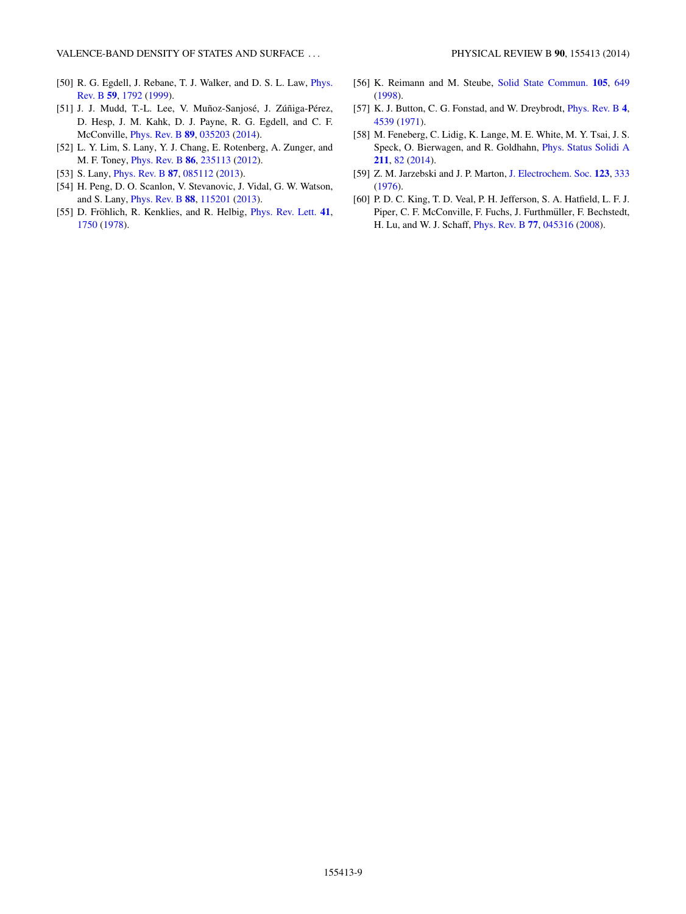[50] R. G. Egdell, J. Rebane, T. J. Walker, and D. S. L. Law, Phys. Rev. B **59**, 1792 (1999).

[51] J. J. Mudd, T.-L. Lee, V. Muñoz-Sanjosé, J. Zúñiga-Pérez, D. Hesp, J. M. Kahk, D. J. Payne, R. G. Egdell, and C. F. McConville, Phys. Rev. B **89**, 035203 (2014).

[52] L. Y. Lim, S. Lany, Y. J. Chang, E. Rotenberg, A. Zunger, and M. F. Toney, Phys. Rev. B **86**, 235113 (2012).

[53] S. Lany, Phys. Rev. B **87**, 085112 (2013).

[54] H. Peng, D. O. Scanlon, V. Stevanovic, J. Vidal, G. W. Watson, and S. Lany, Phys. Rev. B **88**, 115201 (2013).

[55] D. Fröhlich, R. Kenklies, and R. Helbig, Phys. Rev. Lett. **41**, 1750 (1978).

[56] K. Reimann and M. Steube, Solid State Commun. **105**, 649 (1998).

[57] K. J. Button, C. G. Fonstad, and W. Dreybrodt, Phys. Rev. B **4**, 4539 (1971).

[58] M. Feneberg, C. Lidig, K. Lange, M. E. White, M. Y. Tsai, J. S. Speck, O. Bierwagen, and R. Goldhahn, Phys. Status Solidi A **211**, 82 (2014).

[59] Z. M. Jarzebski and J. P. Marton, J. Electrochem. Soc. **123**, 333 (1976).

[60] P. D. C. King, T. D. Veal, P. H. Jefferson, S. A. Hatfield, L. F. J. Piper, C. F. McConville, F. Fuchs, J. Furthmüller, F. Bechstedt, H. Lu, and W. J. Schaff, Phys. Rev. B **77**, 045316 (2008).